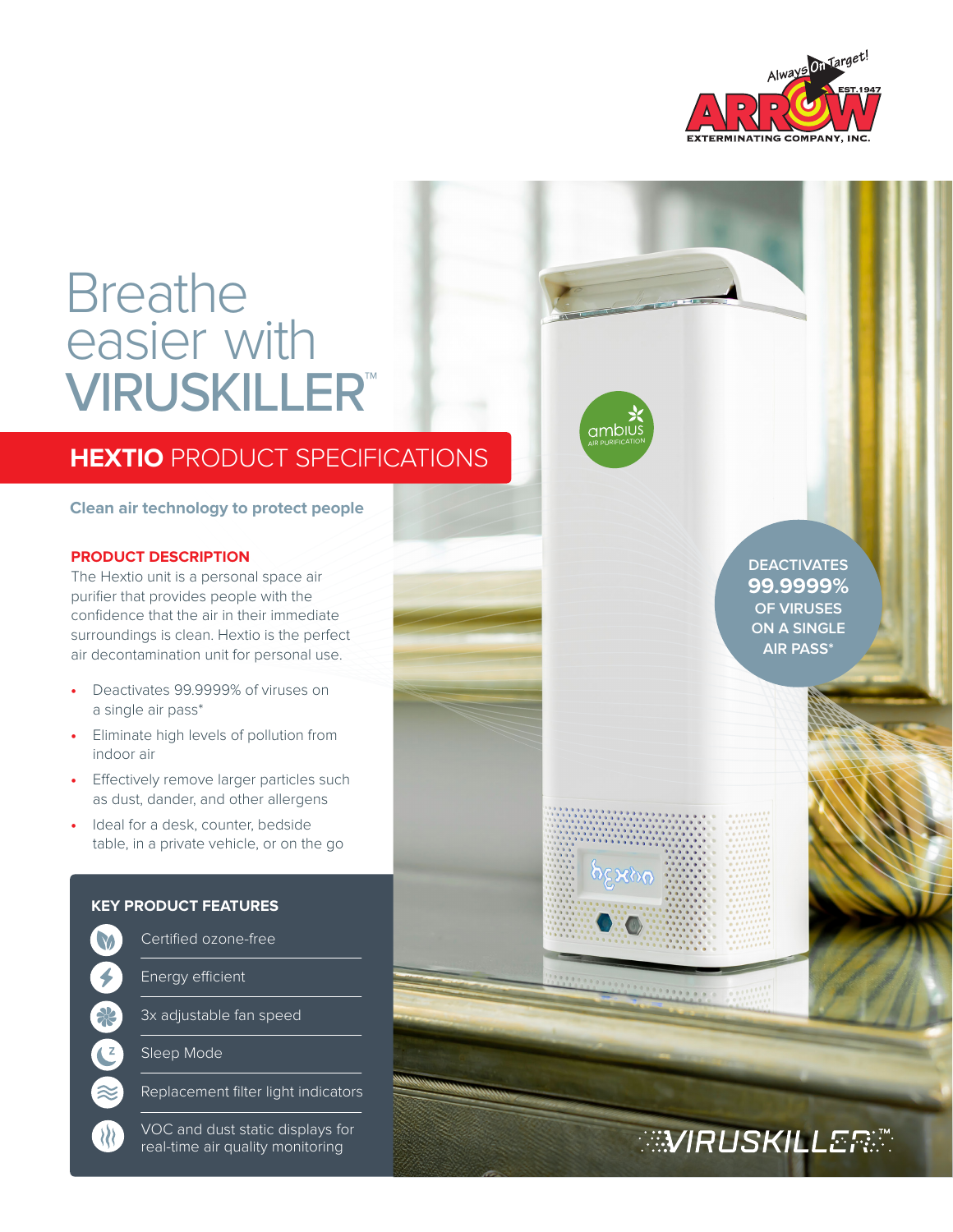Always On Target! EST. 1947
ARROW EXTERMINATING COMPANY, INC.

# Breathe easier with VIRUSKILLER™

## HEXTIO PRODUCT SPECIFICATIONS

**Clean air technology to protect people**

### PRODUCT DESCRIPTION

The Hextio unit is a personal space air purifier that provides people with the confidence that the air in their immediate surroundings is clean. Hextio is the perfect air decontamination unit for personal use.

- Deactivates 99.9999% of viruses on a single air pass*
- Eliminate high levels of pollution from indoor air
- Effectively remove larger particles such as dust, dander, and other allergens
- Ideal for a desk, counter, bedside table, in a private vehicle, or on the go

### KEY PRODUCT FEATURES

- Certified ozone-free
- Energy efficient
- 3x adjustable fan speed
- Sleep Mode
- Replacement filter light indicators
- VOC and dust static displays for real-time air quality monitoring

DEACTIVATES **99.9999%** OF VIRUSES ON A SINGLE AIR PASS*

ambius AIR PURIFICATION

VIRUSKILLER™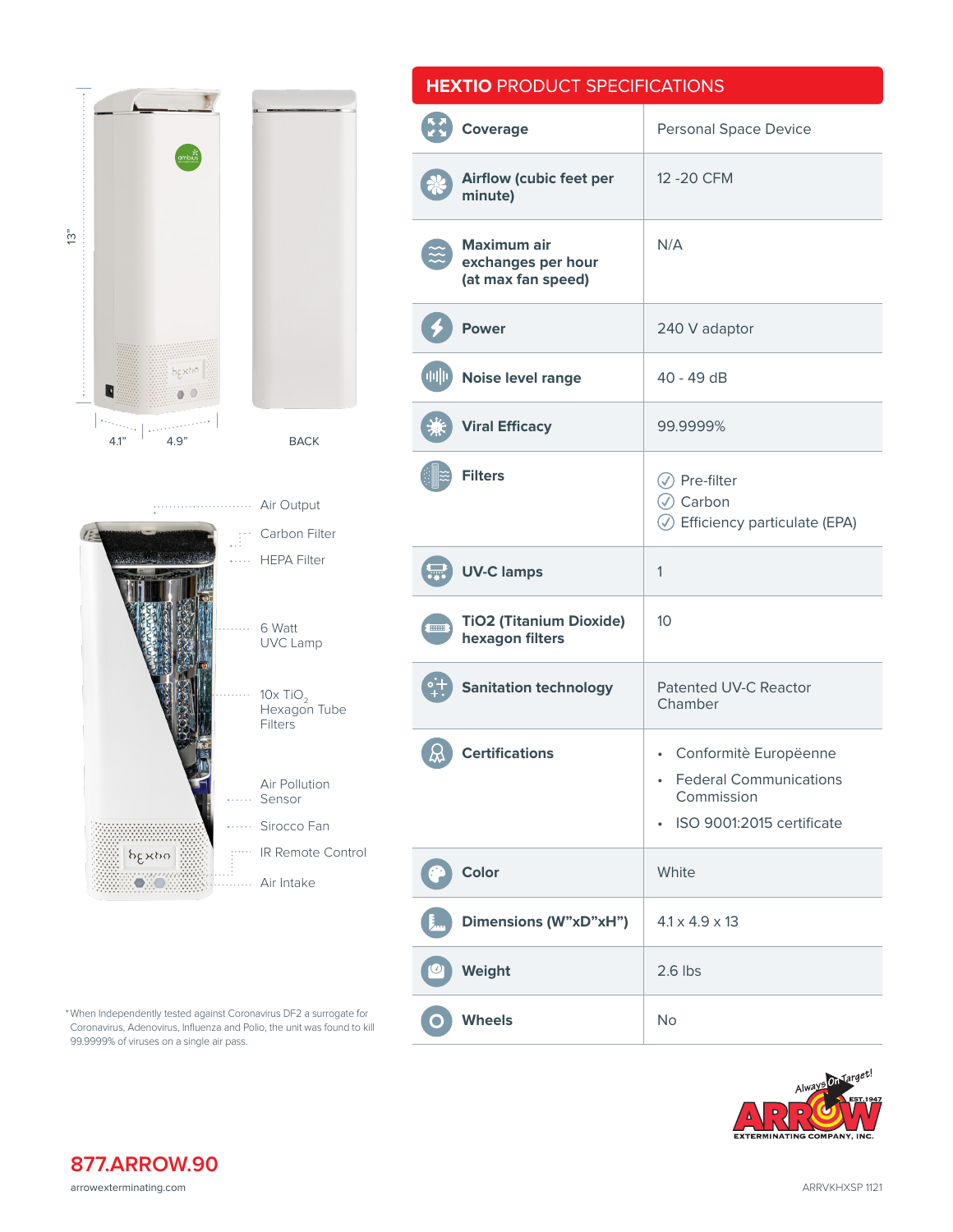13"

4.1"

4.9"

BACK

Air Output

Carbon Filter

HEPA Filter

6 Watt
UVC Lamp

10x $TiO_2$
Hexagon Tube
Filters

Air Pollution
Sensor

Sirocco Fan

IR Remote Control

Air Intake

*When Independently tested against Coronavirus DF2 a surrogate for Coronavirus, Adenovirus, Influenza and Polio, the unit was found to kill 99.9999% of viruses on a single air pass.

## HEXTIO PRODUCT SPECIFICATIONS

| | |
|---|---|
| **Coverage** | Personal Space Device |
| **Airflow (cubic feet per minute)** | 12 -20 CFM |
| **Maximum air exchanges per hour (at max fan speed)** | N/A |
| **Power** | 240 V adaptor |
| **Noise level range** | 40 - 49 dB |
| **Viral Efficacy** | 99.9999% |
| **Filters** | ✓ Pre-filter<br>✓ Carbon<br>✓ Efficiency particulate (EPA) |
| **UV-C lamps** | 1 |
| **TiO2 (Titanium Dioxide) hexagon filters** | 10 |
| **Sanitation technology** | Patented UV-C Reactor Chamber |
| **Certifications** | • Conformitè Europëenne<br>• Federal Communications Commission<br>• ISO 9001:2015 certificate |
| **Color** | White |
| **Dimensions (W"xD"xH")** | 4.1 x 4.9 x 13 |
| **Weight** | 2.6 lbs |
| **Wheels** | No |

Always On Target! EST. 1947
ARROW EXTERMINATING COMPANY, INC.

**877.ARROW.90**

arrowexterminating.com

ARRVKHXSP 1121